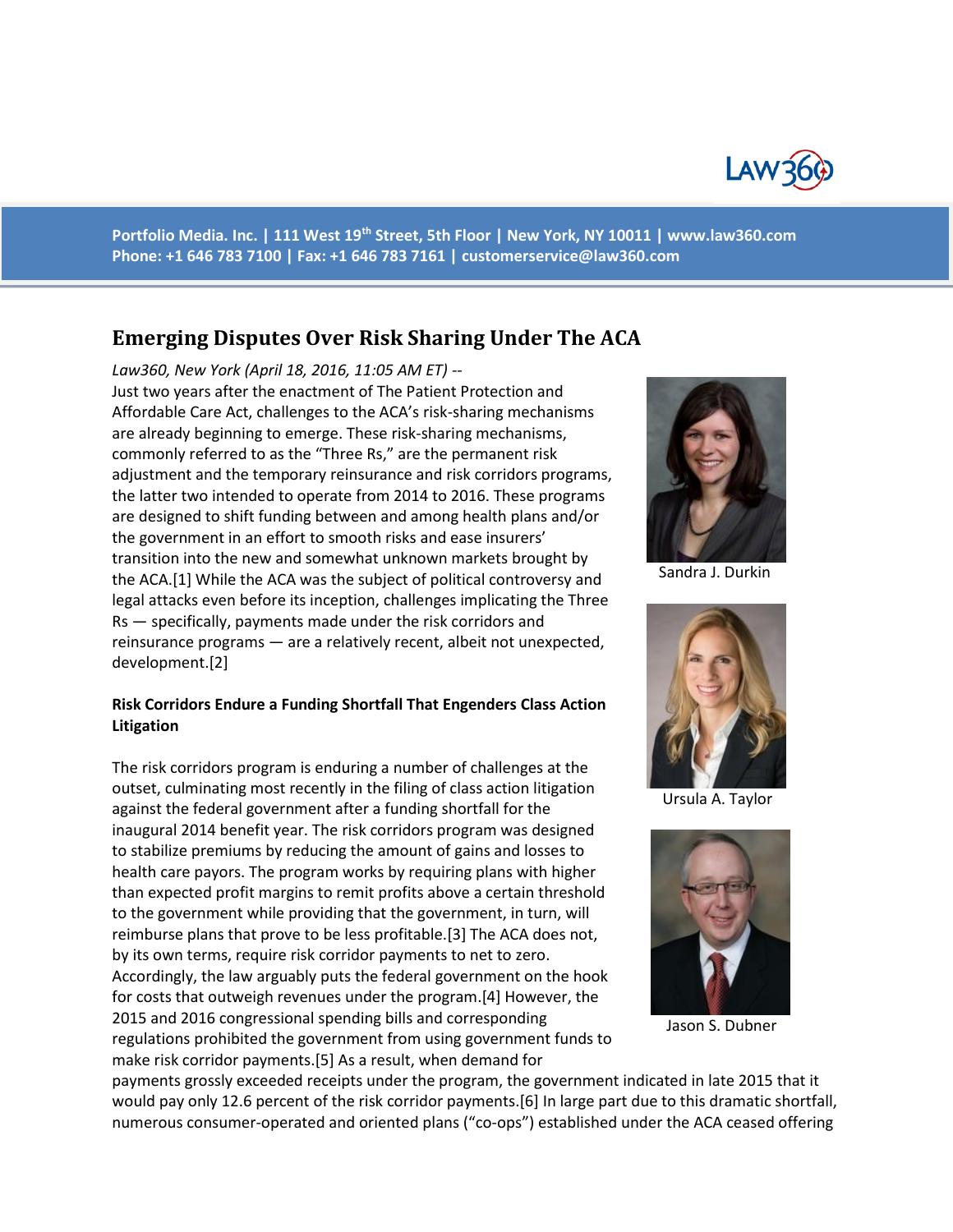Portfolio Media. Inc. | 111 West 19th Street, 5th Floor | New York, NY 10011 | www.law360.com
Phone: +1 646 783 7100 | Fax: +1 646 783 7161 | customerservice@law360.com

## Emerging Disputes Over Risk Sharing Under The ACA

*Law360, New York (April 18, 2016, 11:05 AM ET) --*

Just two years after the enactment of The Patient Protection and Affordable Care Act, challenges to the ACA's risk-sharing mechanisms are already beginning to emerge. These risk-sharing mechanisms, commonly referred to as the "Three Rs," are the permanent risk adjustment and the temporary reinsurance and risk corridors programs, the latter two intended to operate from 2014 to 2016. These programs are designed to shift funding between and among health plans and/or the government in an effort to smooth risks and ease insurers' transition into the new and somewhat unknown markets brought by the ACA.[1] While the ACA was the subject of political controversy and legal attacks even before its inception, challenges implicating the Three Rs — specifically, payments made under the risk corridors and reinsurance programs — are a relatively recent, albeit not unexpected, development.[2]

Sandra J. Durkin

Ursula A. Taylor

Jason S. Dubner

**Risk Corridors Endure a Funding Shortfall That Engenders Class Action Litigation**

The risk corridors program is enduring a number of challenges at the outset, culminating most recently in the filing of class action litigation against the federal government after a funding shortfall for the inaugural 2014 benefit year. The risk corridors program was designed to stabilize premiums by reducing the amount of gains and losses to health care payors. The program works by requiring plans with higher than expected profit margins to remit profits above a certain threshold to the government while providing that the government, in turn, will reimburse plans that prove to be less profitable.[3] The ACA does not, by its own terms, require risk corridor payments to net to zero. Accordingly, the law arguably puts the federal government on the hook for costs that outweigh revenues under the program.[4] However, the 2015 and 2016 congressional spending bills and corresponding regulations prohibited the government from using government funds to make risk corridor payments.[5] As a result, when demand for payments grossly exceeded receipts under the program, the government indicated in late 2015 that it would pay only 12.6 percent of the risk corridor payments.[6] In large part due to this dramatic shortfall, numerous consumer-operated and oriented plans ("co-ops") established under the ACA ceased offering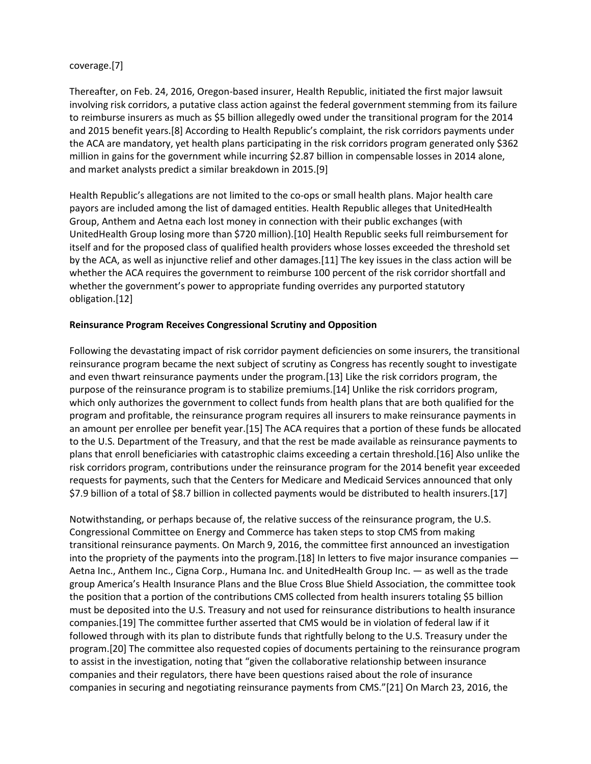coverage.[7]

Thereafter, on Feb. 24, 2016, Oregon-based insurer, Health Republic, initiated the first major lawsuit involving risk corridors, a putative class action against the federal government stemming from its failure to reimburse insurers as much as $5 billion allegedly owed under the transitional program for the 2014 and 2015 benefit years.[8] According to Health Republic's complaint, the risk corridors payments under the ACA are mandatory, yet health plans participating in the risk corridors program generated only $362 million in gains for the government while incurring $2.87 billion in compensable losses in 2014 alone, and market analysts predict a similar breakdown in 2015.[9]

Health Republic's allegations are not limited to the co-ops or small health plans. Major health care payors are included among the list of damaged entities. Health Republic alleges that UnitedHealth Group, Anthem and Aetna each lost money in connection with their public exchanges (with UnitedHealth Group losing more than $720 million).[10] Health Republic seeks full reimbursement for itself and for the proposed class of qualified health providers whose losses exceeded the threshold set by the ACA, as well as injunctive relief and other damages.[11] The key issues in the class action will be whether the ACA requires the government to reimburse 100 percent of the risk corridor shortfall and whether the government's power to appropriate funding overrides any purported statutory obligation.[12]

**Reinsurance Program Receives Congressional Scrutiny and Opposition**

Following the devastating impact of risk corridor payment deficiencies on some insurers, the transitional reinsurance program became the next subject of scrutiny as Congress has recently sought to investigate and even thwart reinsurance payments under the program.[13] Like the risk corridors program, the purpose of the reinsurance program is to stabilize premiums.[14] Unlike the risk corridors program, which only authorizes the government to collect funds from health plans that are both qualified for the program and profitable, the reinsurance program requires all insurers to make reinsurance payments in an amount per enrollee per benefit year.[15] The ACA requires that a portion of these funds be allocated to the U.S. Department of the Treasury, and that the rest be made available as reinsurance payments to plans that enroll beneficiaries with catastrophic claims exceeding a certain threshold.[16] Also unlike the risk corridors program, contributions under the reinsurance program for the 2014 benefit year exceeded requests for payments, such that the Centers for Medicare and Medicaid Services announced that only $7.9 billion of a total of $8.7 billion in collected payments would be distributed to health insurers.[17]

Notwithstanding, or perhaps because of, the relative success of the reinsurance program, the U.S. Congressional Committee on Energy and Commerce has taken steps to stop CMS from making transitional reinsurance payments. On March 9, 2016, the committee first announced an investigation into the propriety of the payments into the program.[18] In letters to five major insurance companies — Aetna Inc., Anthem Inc., Cigna Corp., Humana Inc. and UnitedHealth Group Inc. — as well as the trade group America's Health Insurance Plans and the Blue Cross Blue Shield Association, the committee took the position that a portion of the contributions CMS collected from health insurers totaling $5 billion must be deposited into the U.S. Treasury and not used for reinsurance distributions to health insurance companies.[19] The committee further asserted that CMS would be in violation of federal law if it followed through with its plan to distribute funds that rightfully belong to the U.S. Treasury under the program.[20] The committee also requested copies of documents pertaining to the reinsurance program to assist in the investigation, noting that "given the collaborative relationship between insurance companies and their regulators, there have been questions raised about the role of insurance companies in securing and negotiating reinsurance payments from CMS."[21] On March 23, 2016, the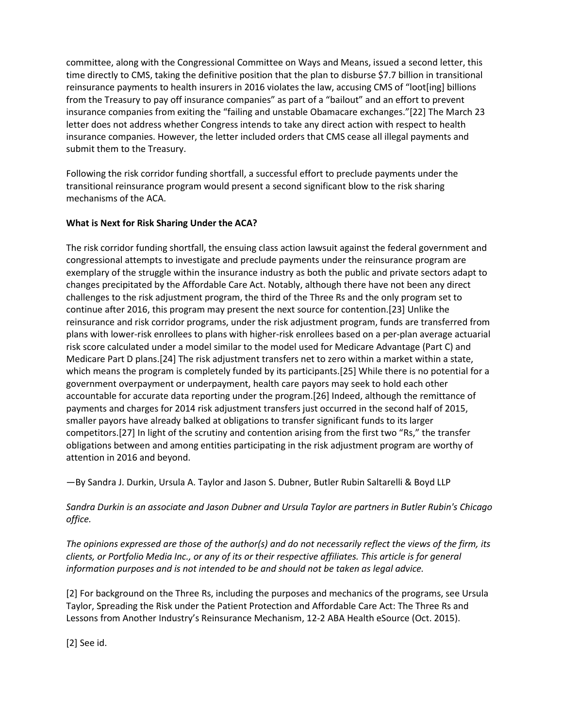committee, along with the Congressional Committee on Ways and Means, issued a second letter, this time directly to CMS, taking the definitive position that the plan to disburse $7.7 billion in transitional reinsurance payments to health insurers in 2016 violates the law, accusing CMS of "loot[ing] billions from the Treasury to pay off insurance companies" as part of a "bailout" and an effort to prevent insurance companies from exiting the "failing and unstable Obamacare exchanges."[22] The March 23 letter does not address whether Congress intends to take any direct action with respect to health insurance companies. However, the letter included orders that CMS cease all illegal payments and submit them to the Treasury.

Following the risk corridor funding shortfall, a successful effort to preclude payments under the transitional reinsurance program would present a second significant blow to the risk sharing mechanisms of the ACA.

**What is Next for Risk Sharing Under the ACA?**

The risk corridor funding shortfall, the ensuing class action lawsuit against the federal government and congressional attempts to investigate and preclude payments under the reinsurance program are exemplary of the struggle within the insurance industry as both the public and private sectors adapt to changes precipitated by the Affordable Care Act. Notably, although there have not been any direct challenges to the risk adjustment program, the third of the Three Rs and the only program set to continue after 2016, this program may present the next source for contention.[23] Unlike the reinsurance and risk corridor programs, under the risk adjustment program, funds are transferred from plans with lower-risk enrollees to plans with higher-risk enrollees based on a per-plan average actuarial risk score calculated under a model similar to the model used for Medicare Advantage (Part C) and Medicare Part D plans.[24] The risk adjustment transfers net to zero within a market within a state, which means the program is completely funded by its participants.[25] While there is no potential for a government overpayment or underpayment, health care payors may seek to hold each other accountable for accurate data reporting under the program.[26] Indeed, although the remittance of payments and charges for 2014 risk adjustment transfers just occurred in the second half of 2015, smaller payors have already balked at obligations to transfer significant funds to its larger competitors.[27] In light of the scrutiny and contention arising from the first two "Rs," the transfer obligations between and among entities participating in the risk adjustment program are worthy of attention in 2016 and beyond.

—By Sandra J. Durkin, Ursula A. Taylor and Jason S. Dubner, Butler Rubin Saltarelli & Boyd LLP

*Sandra Durkin is an associate and Jason Dubner and Ursula Taylor are partners in Butler Rubin's Chicago office.*

*The opinions expressed are those of the author(s) and do not necessarily reflect the views of the firm, its clients, or Portfolio Media Inc., or any of its or their respective affiliates. This article is for general information purposes and is not intended to be and should not be taken as legal advice.*

[2] For background on the Three Rs, including the purposes and mechanics of the programs, see Ursula Taylor, Spreading the Risk under the Patient Protection and Affordable Care Act: The Three Rs and Lessons from Another Industry's Reinsurance Mechanism, 12-2 ABA Health eSource (Oct. 2015).

[2] See id.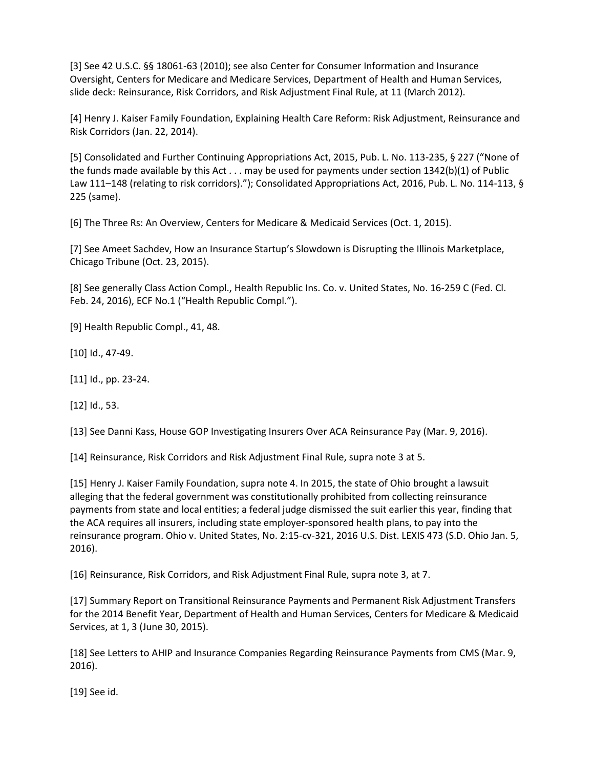[3] See 42 U.S.C. §§ 18061-63 (2010); see also Center for Consumer Information and Insurance Oversight, Centers for Medicare and Medicare Services, Department of Health and Human Services, slide deck: Reinsurance, Risk Corridors, and Risk Adjustment Final Rule, at 11 (March 2012).

[4] Henry J. Kaiser Family Foundation, Explaining Health Care Reform: Risk Adjustment, Reinsurance and Risk Corridors (Jan. 22, 2014).

[5] Consolidated and Further Continuing Appropriations Act, 2015, Pub. L. No. 113-235, § 227 ("None of the funds made available by this Act . . . may be used for payments under section 1342(b)(1) of Public Law 111–148 (relating to risk corridors)."); Consolidated Appropriations Act, 2016, Pub. L. No. 114-113, § 225 (same).

[6] The Three Rs: An Overview, Centers for Medicare & Medicaid Services (Oct. 1, 2015).

[7] See Ameet Sachdev, How an Insurance Startup's Slowdown is Disrupting the Illinois Marketplace, Chicago Tribune (Oct. 23, 2015).

[8] See generally Class Action Compl., Health Republic Ins. Co. v. United States, No. 16-259 C (Fed. Cl. Feb. 24, 2016), ECF No.1 ("Health Republic Compl.").

[9] Health Republic Compl., 41, 48.

[10] Id., 47-49.

[11] Id., pp. 23-24.

[12] Id., 53.

[13] See Danni Kass, House GOP Investigating Insurers Over ACA Reinsurance Pay (Mar. 9, 2016).

[14] Reinsurance, Risk Corridors and Risk Adjustment Final Rule, supra note 3 at 5.

[15] Henry J. Kaiser Family Foundation, supra note 4. In 2015, the state of Ohio brought a lawsuit alleging that the federal government was constitutionally prohibited from collecting reinsurance payments from state and local entities; a federal judge dismissed the suit earlier this year, finding that the ACA requires all insurers, including state employer-sponsored health plans, to pay into the reinsurance program. Ohio v. United States, No. 2:15-cv-321, 2016 U.S. Dist. LEXIS 473 (S.D. Ohio Jan. 5, 2016).

[16] Reinsurance, Risk Corridors, and Risk Adjustment Final Rule, supra note 3, at 7.

[17] Summary Report on Transitional Reinsurance Payments and Permanent Risk Adjustment Transfers for the 2014 Benefit Year, Department of Health and Human Services, Centers for Medicare & Medicaid Services, at 1, 3 (June 30, 2015).

[18] See Letters to AHIP and Insurance Companies Regarding Reinsurance Payments from CMS (Mar. 9, 2016).

[19] See id.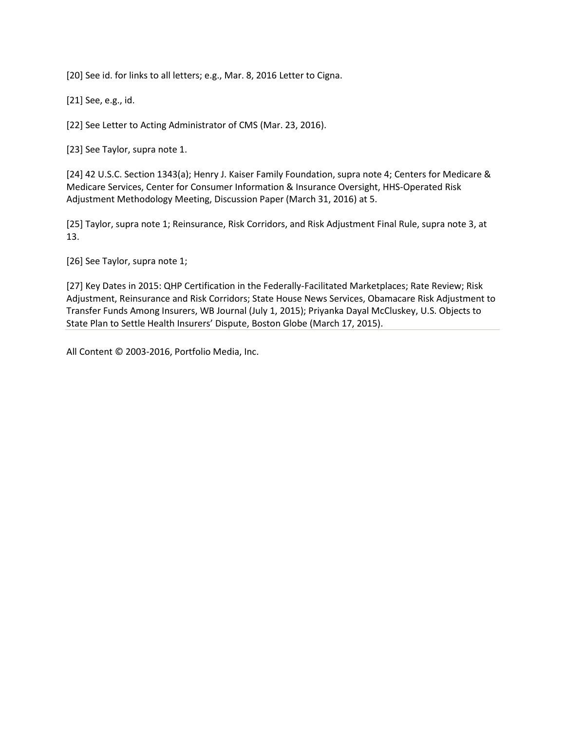[20] See id. for links to all letters; e.g., Mar. 8, 2016 Letter to Cigna.

[21] See, e.g., id.

[22] See Letter to Acting Administrator of CMS (Mar. 23, 2016).

[23] See Taylor, supra note 1.

[24] 42 U.S.C. Section 1343(a); Henry J. Kaiser Family Foundation, supra note 4; Centers for Medicare & Medicare Services, Center for Consumer Information & Insurance Oversight, HHS-Operated Risk Adjustment Methodology Meeting, Discussion Paper (March 31, 2016) at 5.

[25] Taylor, supra note 1; Reinsurance, Risk Corridors, and Risk Adjustment Final Rule, supra note 3, at 13.

[26] See Taylor, supra note 1;

[27] Key Dates in 2015: QHP Certification in the Federally-Facilitated Marketplaces; Rate Review; Risk Adjustment, Reinsurance and Risk Corridors; State House News Services, Obamacare Risk Adjustment to Transfer Funds Among Insurers, WB Journal (July 1, 2015); Priyanka Dayal McCluskey, U.S. Objects to State Plan to Settle Health Insurers' Dispute, Boston Globe (March 17, 2015).

---

All Content © 2003-2016, Portfolio Media, Inc.